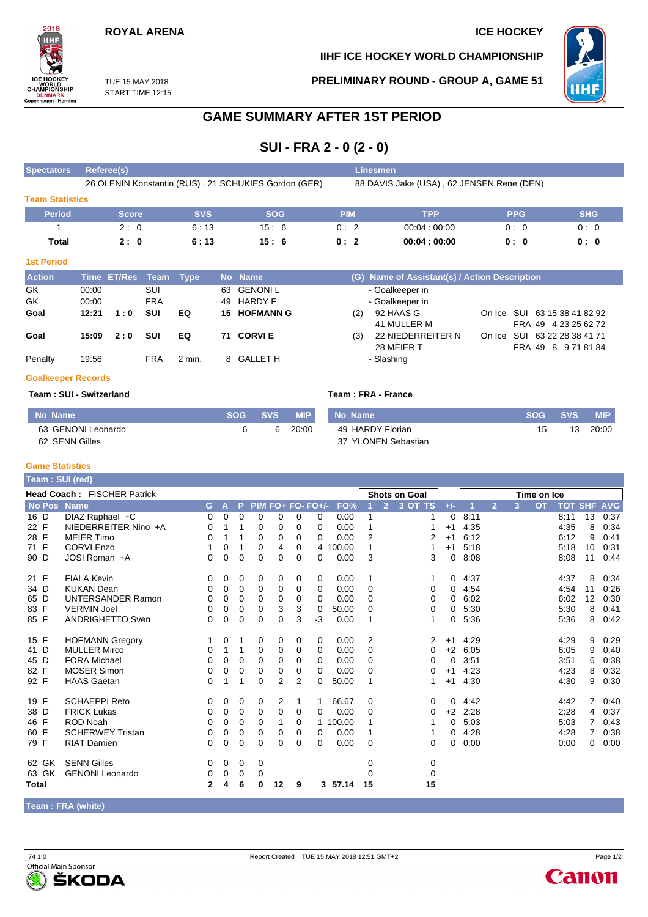ROYAL ARENA

ICE HOCKEY

IIHF ICE HOCKEY WORLD CHAMPIONSHIP

TUE 15 MAY 2018
START TIME 12:15

PRELIMINARY ROUND - GROUP A, GAME 51

# GAME SUMMARY AFTER 1ST PERIOD

## SUI - FRA 2 - 0 (2 - 0)

| Spectators | Referee(s) | Linesmen |
|---|---|---|
| | 26 OLENIN Konstantin (RUS) , 21 SCHUKIES Gordon (GER) | 88 DAVIS Jake (USA) , 62 JENSEN Rene (DEN) |

### Team Statistics

| Period | Score | SVS | SOG | PIM | TPP | PPG | SHG |
|---|---|---|---|---|---|---|---|
| 1 | 2 : 0 | 6 : 13 | 15 : 6 | 0 : 2 | 00:04 : 00:00 | 0 : 0 | 0 : 0 |
| **Total** | **2 : 0** | **6 : 13** | **15 : 6** | **0 : 2** | **00:04 : 00:00** | **0 : 0** | **0 : 0** |

### 1st Period

| Action | Time | ET/Res | Team | Type | No | Name | (G) | Name of Assistant(s) / Action Description | |
|---|---|---|---|---|---|---|---|---|---|
| GK | 00:00 | | SUI | | 63 | GENONI L | | - Goalkeeper in | |
| GK | 00:00 | | FRA | | 49 | HARDY F | | - Goalkeeper in | |
| **Goal** | **12:21** | **1 : 0** | **SUI** | **EQ** | **15** | **HOFMANN G** | (2) | 92 HAAS G<br>41 MULLER M | On Ice SUI 63 15 38 41 82 92<br>FRA 49 4 23 25 62 72 |
| **Goal** | **15:09** | **2 : 0** | **SUI** | **EQ** | **71** | **CORVI E** | (3) | 22 NIEDERREITER N<br>28 MEIER T | On Ice SUI 63 22 28 38 41 71<br>FRA 49 8 9 71 81 84 |
| Penalty | 19:56 | | FRA | 2 min. | 8 | GALLET H | | - Slashing | |

### Goalkeeper Records

**Team : SUI - Switzerland**

| No Name | SOG | SVS | MIP |
|---|---|---|---|
| 63 GENONI Leonardo | 6 | 6 | 20:00 |
| 62 SENN Gilles | | | |

**Team : FRA - France**

| No Name | SOG | SVS | MIP |
|---|---|---|---|
| 49 HARDY Florian | 15 | 13 | 20:00 |
| 37 YLONEN Sebastian | | | |

### Game Statistics

**Team : SUI (red)**

**Head Coach :** FISCHER Patrick

| No | Pos | Name | G | A | P | PIM | FO+ | FO- | FO+/- | FO% | SOG 1 | SOG 2 | SOG 3 | SOG OT | SOG TS | +/- | TOI 1 | TOI 2 | TOI 3 | TOI OT | TOT | SHF | AVG |
|---|---|---|---|---|---|---|---|---|---|---|---|---|---|---|---|---|---|---|---|---|---|---|---|
| 16 | D | DIAZ Raphael +C | 0 | 0 | 0 | 0 | 0 | 0 | 0 | 0.00 | 1 | | | | 1 | 0 | 8:11 | | | | 8:11 | 13 | 0:37 |
| 22 | F | NIEDERREITER Nino +A | 0 | 1 | 1 | 0 | 0 | 0 | 0 | 0.00 | 1 | | | | 1 | +1 | 4:35 | | | | 4:35 | 8 | 0:34 |
| 28 | F | MEIER Timo | 0 | 1 | 1 | 0 | 0 | 0 | 0 | 0.00 | 2 | | | | 2 | +1 | 6:12 | | | | 6:12 | 9 | 0:41 |
| 71 | F | CORVI Enzo | 1 | 0 | 1 | 0 | 4 | 0 | 4 | 100.00 | 1 | | | | 1 | +1 | 5:18 | | | | 5:18 | 10 | 0:31 |
| 90 | D | JOSI Roman +A | 0 | 0 | 0 | 0 | 0 | 0 | 0 | 0.00 | 3 | | | | 3 | 0 | 8:08 | | | | 8:08 | 11 | 0:44 |
| 21 | F | FIALA Kevin | 0 | 0 | 0 | 0 | 0 | 0 | 0 | 0.00 | 1 | | | | 1 | 0 | 4:37 | | | | 4:37 | 8 | 0:34 |
| 34 | D | KUKAN Dean | 0 | 0 | 0 | 0 | 0 | 0 | 0 | 0.00 | 0 | | | | 0 | 0 | 4:54 | | | | 4:54 | 11 | 0:26 |
| 65 | D | UNTERSANDER Ramon | 0 | 0 | 0 | 0 | 0 | 0 | 0 | 0.00 | 0 | | | | 0 | 0 | 6:02 | | | | 6:02 | 12 | 0:30 |
| 83 | F | VERMIN Joel | 0 | 0 | 0 | 0 | 3 | 3 | 0 | 50.00 | 0 | | | | 0 | 0 | 5:30 | | | | 5:30 | 8 | 0:41 |
| 85 | F | ANDRIGHETTO Sven | 0 | 0 | 0 | 0 | 0 | 3 | -3 | 0.00 | 1 | | | | 1 | 0 | 5:36 | | | | 5:36 | 8 | 0:42 |
| 15 | F | HOFMANN Gregory | 1 | 0 | 1 | 0 | 0 | 0 | 0 | 0.00 | 2 | | | | 2 | +1 | 4:29 | | | | 4:29 | 9 | 0:29 |
| 41 | D | MULLER Mirco | 0 | 1 | 1 | 0 | 0 | 0 | 0 | 0.00 | 0 | | | | 0 | +2 | 6:05 | | | | 6:05 | 9 | 0:40 |
| 45 | D | FORA Michael | 0 | 0 | 0 | 0 | 0 | 0 | 0 | 0.00 | 0 | | | | 0 | 0 | 3:51 | | | | 3:51 | 6 | 0:38 |
| 82 | F | MOSER Simon | 0 | 0 | 0 | 0 | 0 | 0 | 0 | 0.00 | 0 | | | | 0 | +1 | 4:23 | | | | 4:23 | 8 | 0:32 |
| 92 | F | HAAS Gaetan | 0 | 1 | 1 | 0 | 2 | 2 | 0 | 50.00 | 1 | | | | 1 | +1 | 4:30 | | | | 4:30 | 9 | 0:30 |
| 19 | F | SCHAEPPI Reto | 0 | 0 | 0 | 0 | 2 | 1 | 1 | 66.67 | 0 | | | | 0 | 0 | 4:42 | | | | 4:42 | 7 | 0:40 |
| 38 | D | FRICK Lukas | 0 | 0 | 0 | 0 | 0 | 0 | 0 | 0.00 | 0 | | | | 0 | +2 | 2:28 | | | | 2:28 | 4 | 0:37 |
| 46 | F | ROD Noah | 0 | 0 | 0 | 0 | 1 | 0 | 1 | 100.00 | 1 | | | | 1 | 0 | 5:03 | | | | 5:03 | 7 | 0:43 |
| 60 | F | SCHERWEY Tristan | 0 | 0 | 0 | 0 | 0 | 0 | 0 | 0.00 | 1 | | | | 1 | 0 | 4:28 | | | | 4:28 | 7 | 0:38 |
| 79 | F | RIAT Damien | 0 | 0 | 0 | 0 | 0 | 0 | 0 | 0.00 | 0 | | | | 0 | 0 | 0:00 | | | | 0:00 | 0 | 0:00 |
| 62 | GK | SENN Gilles | 0 | 0 | 0 | 0 | | | | | 0 | | | | 0 | | | | | | | | |
| 63 | GK | GENONI Leonardo | 0 | 0 | 0 | 0 | | | | | 0 | | | | 0 | | | | | | | | |
| **Total** | | | **2** | **4** | **6** | **0** | **12** | **9** | **3** | **57.14** | **15** | | | | **15** | | | | | | | | |

**Team : FRA (white)**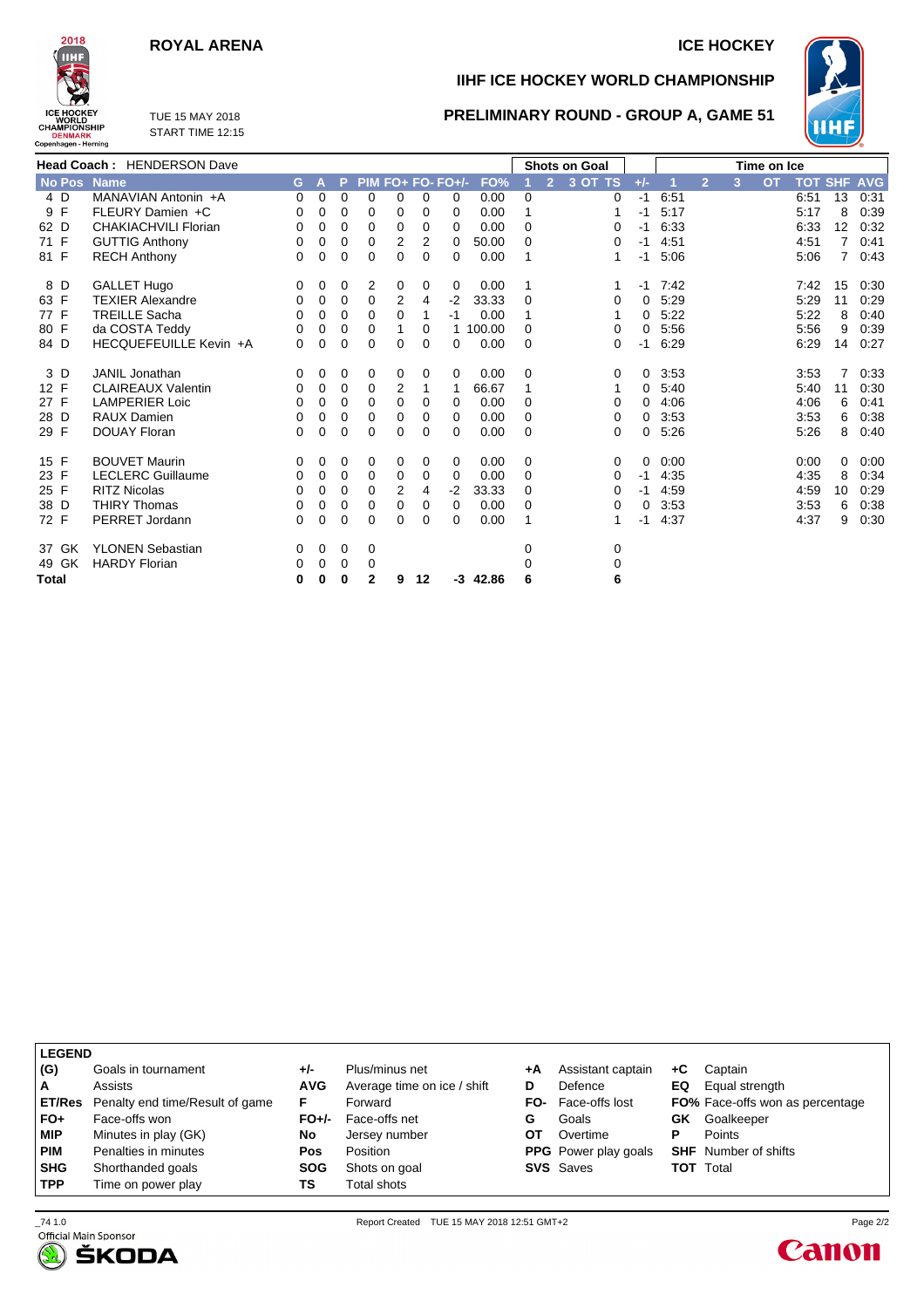ROYAL ARENA

ICE HOCKEY

# IIHF ICE HOCKEY WORLD CHAMPIONSHIP

TUE 15 MAY 2018
START TIME 12:15

## PRELIMINARY ROUND - GROUP A, GAME 51

**Head Coach :** HENDERSON Dave

| No | Pos | Name | G | A | P | PIM | FO+ | FO- | FO+/- | FO% | Shots on Goal 1 | 2 | 3 | OT | TS | +/- | Time on Ice 1 | 2 | 3 | OT | TOT | SHF | AVG |
|---|---|---|---|---|---|---|---|---|---|---|---|---|---|---|---|---|---|---|---|---|---|---|---|
| 4 | D | MANAVIAN Antonin +A | 0 | 0 | 0 | 0 | 0 | 0 | 0 | 0.00 | 0 | | | | 0 | -1 | 6:51 | | | | 6:51 | 13 | 0:31 |
| 9 | F | FLEURY Damien +C | 0 | 0 | 0 | 0 | 0 | 0 | 0 | 0.00 | 1 | | | | 1 | -1 | 5:17 | | | | 5:17 | 8 | 0:39 |
| 62 | D | CHAKIACHVILI Florian | 0 | 0 | 0 | 0 | 0 | 0 | 0 | 0.00 | 0 | | | | 0 | -1 | 6:33 | | | | 6:33 | 12 | 0:32 |
| 71 | F | GUTTIG Anthony | 0 | 0 | 0 | 0 | 2 | 2 | 0 | 50.00 | 0 | | | | 0 | -1 | 4:51 | | | | 4:51 | 7 | 0:41 |
| 81 | F | RECH Anthony | 0 | 0 | 0 | 0 | 0 | 0 | 0 | 0.00 | 1 | | | | 1 | -1 | 5:06 | | | | 5:06 | 7 | 0:43 |
| 8 | D | GALLET Hugo | 0 | 0 | 0 | 2 | 0 | 0 | 0 | 0.00 | 1 | | | | 1 | -1 | 7:42 | | | | 7:42 | 15 | 0:30 |
| 63 | F | TEXIER Alexandre | 0 | 0 | 0 | 0 | 2 | 4 | -2 | 33.33 | 0 | | | | 0 | 0 | 5:29 | | | | 5:29 | 11 | 0:29 |
| 77 | F | TREILLE Sacha | 0 | 0 | 0 | 0 | 0 | 1 | -1 | 0.00 | 1 | | | | 1 | 0 | 5:22 | | | | 5:22 | 8 | 0:40 |
| 80 | F | da COSTA Teddy | 0 | 0 | 0 | 0 | 1 | 0 | 1 | 100.00 | 0 | | | | 0 | 0 | 5:56 | | | | 5:56 | 9 | 0:39 |
| 84 | D | HECQUEFEUILLE Kevin +A | 0 | 0 | 0 | 0 | 0 | 0 | 0 | 0.00 | 0 | | | | 0 | -1 | 6:29 | | | | 6:29 | 14 | 0:27 |
| 3 | D | JANIL Jonathan | 0 | 0 | 0 | 0 | 0 | 0 | 0 | 0.00 | 0 | | | | 0 | 0 | 3:53 | | | | 3:53 | 7 | 0:33 |
| 12 | F | CLAIREAUX Valentin | 0 | 0 | 0 | 0 | 2 | 1 | 1 | 66.67 | 1 | | | | 1 | 0 | 5:40 | | | | 5:40 | 11 | 0:30 |
| 27 | F | LAMPERIER Loic | 0 | 0 | 0 | 0 | 0 | 0 | 0 | 0.00 | 0 | | | | 0 | 0 | 4:06 | | | | 4:06 | 6 | 0:41 |
| 28 | D | RAUX Damien | 0 | 0 | 0 | 0 | 0 | 0 | 0 | 0.00 | 0 | | | | 0 | 0 | 3:53 | | | | 3:53 | 6 | 0:38 |
| 29 | F | DOUAY Floran | 0 | 0 | 0 | 0 | 0 | 0 | 0 | 0.00 | 0 | | | | 0 | 0 | 5:26 | | | | 5:26 | 8 | 0:40 |
| 15 | F | BOUVET Maurin | 0 | 0 | 0 | 0 | 0 | 0 | 0 | 0.00 | 0 | | | | 0 | 0 | 0:00 | | | | 0:00 | 0 | 0:00 |
| 23 | F | LECLERC Guillaume | 0 | 0 | 0 | 0 | 0 | 0 | 0 | 0.00 | 0 | | | | 0 | -1 | 4:35 | | | | 4:35 | 8 | 0:34 |
| 25 | F | RITZ Nicolas | 0 | 0 | 0 | 0 | 2 | 4 | -2 | 33.33 | 0 | | | | 0 | -1 | 4:59 | | | | 4:59 | 10 | 0:29 |
| 38 | D | THIRY Thomas | 0 | 0 | 0 | 0 | 0 | 0 | 0 | 0.00 | 0 | | | | 0 | 0 | 3:53 | | | | 3:53 | 6 | 0:38 |
| 72 | F | PERRET Jordann | 0 | 0 | 0 | 0 | 0 | 0 | 0 | 0.00 | 1 | | | | 1 | -1 | 4:37 | | | | 4:37 | 9 | 0:30 |
| 37 | GK | YLONEN Sebastian | 0 | 0 | 0 | 0 | | | | | 0 | | | | 0 | | | | | | | | |
| 49 | GK | HARDY Florian | 0 | 0 | 0 | 0 | | | | | 0 | | | | 0 | | | | | | | | |
| **Total** | | | **0** | **0** | **0** | **2** | **9** | **12** | **-3** | **42.86** | **6** | | | | **6** | | | | | | | | |

| LEGEND | | | | | | | |
|---|---|---|---|---|---|---|---|
| (G) | Goals in tournament | +/- | Plus/minus net | +A | Assistant captain | +C | Captain |
| A | Assists | AVG | Average time on ice / shift | D | Defence | EQ | Equal strength |
| ET/Res | Penalty end time/Result of game | F | Forward | FO- | Face-offs lost | FO% | Face-offs won as percentage |
| FO+ | Face-offs won | FO+/- | Face-offs net | G | Goals | GK | Goalkeeper |
| MIP | Minutes in play (GK) | No | Jersey number | OT | Overtime | P | Points |
| PIM | Penalties in minutes | Pos | Position | PPG | Power play goals | SHF | Number of shifts |
| SHG | Shorthanded goals | SOG | Shots on goal | SVS | Saves | TOT | Total |
| TPP | Time on power play | TS | Total shots | | | | |

_74 1.0 Report Created TUE 15 MAY 2018 12:51 GMT+2